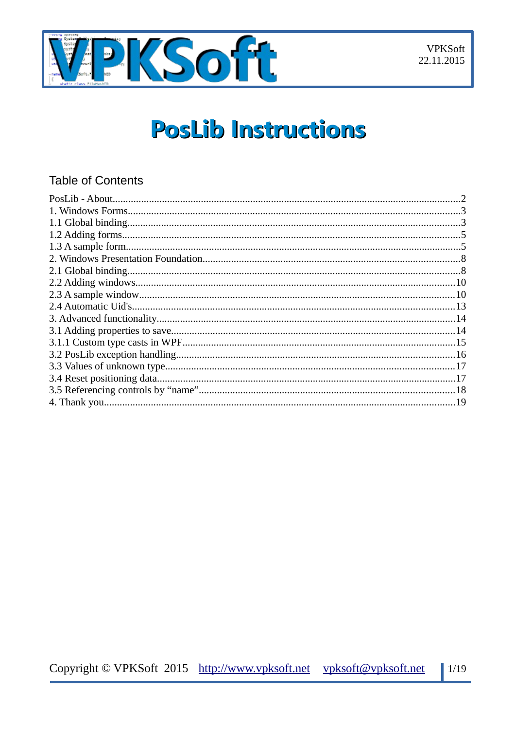VPKSoft
22.11.2015

# PosLib Instructions

## Table of Contents

PosLib - About....................2
1. Windows Forms....................3
1.1 Global binding....................3
1.2 Adding forms....................5
1.3 A sample form....................5
2. Windows Presentation Foundation....................8
2.1 Global binding....................8
2.2 Adding windows....................10
2.3 A sample window....................10
2.4 Automatic Uid's....................13
3. Advanced functionality....................14
3.1 Adding properties to save....................14
3.1.1 Custom type casts in WPF....................15
3.2 PosLib exception handling....................16
3.3 Values of unknown type....................17
3.4 Reset positioning data....................17
3.5 Referencing controls by “name”....................18
4. Thank you....................19

Copyright © VPKSoft 2015 http://www.vpksoft.net vpksoft@vpksoft.net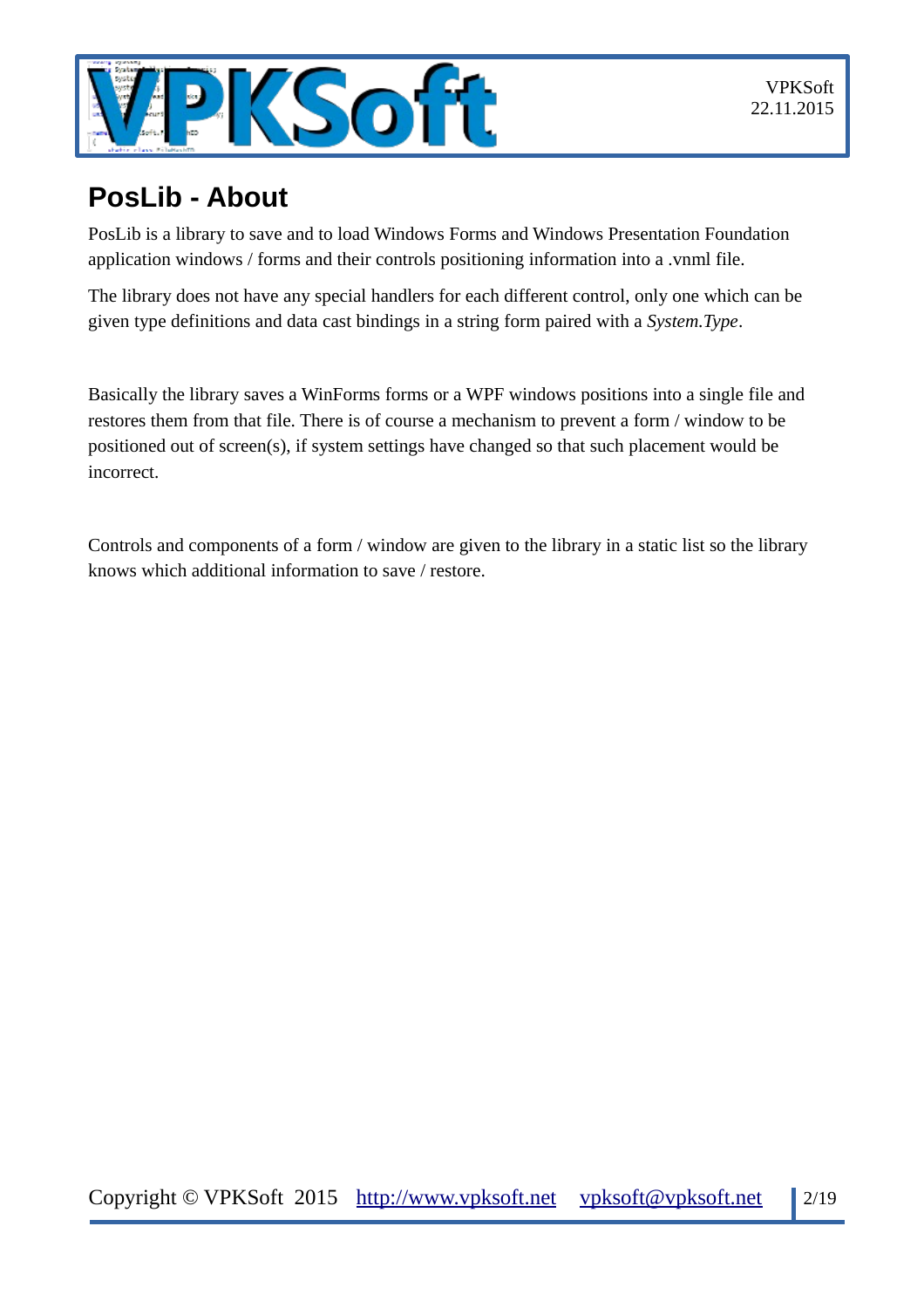# PosLib - About

PosLib is a library to save and to load Windows Forms and Windows Presentation Foundation application windows / forms and their controls positioning information into a .vnml file.

The library does not have any special handlers for each different control, only one which can be given type definitions and data cast bindings in a string form paired with a *System.Type*.

Basically the library saves a WinForms forms or a WPF windows positions into a single file and restores them from that file. There is of course a mechanism to prevent a form / window to be positioned out of screen(s), if system settings have changed so that such placement would be incorrect.

Controls and components of a form / window are given to the library in a static list so the library knows which additional information to save / restore.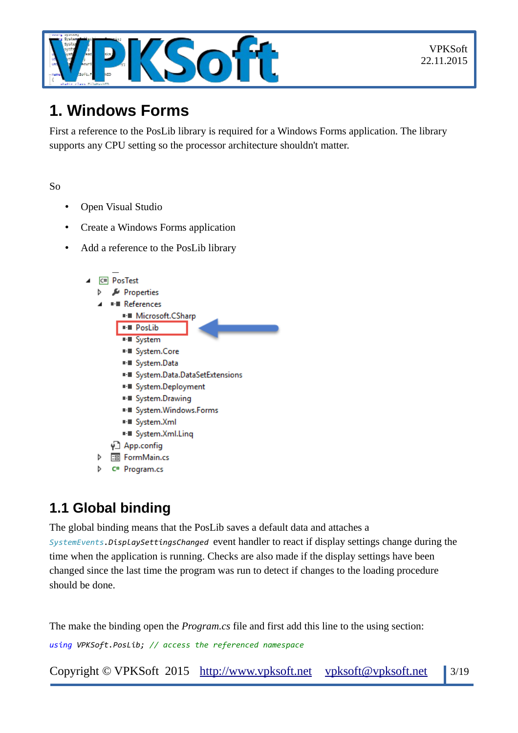# 1. Windows Forms

First a reference to the PosLib library is required for a Windows Forms application. The library supports any CPU setting so the processor architecture shouldn't matter.

So

- Open Visual Studio
- Create a Windows Forms application
- Add a reference to the PosLib library

## 1.1 Global binding

The global binding means that the PosLib saves a default data and attaches a `SystemEvents.DisplaySettingsChanged` event handler to react if display settings change during the time when the application is running. Checks are also made if the display settings have been changed since the last time the program was run to detect if changes to the loading procedure should be done.

The make the binding open the *Program.cs* file and first add this line to the using section:

```
using VPKSoft.PosLib; // access the referenced namespace
```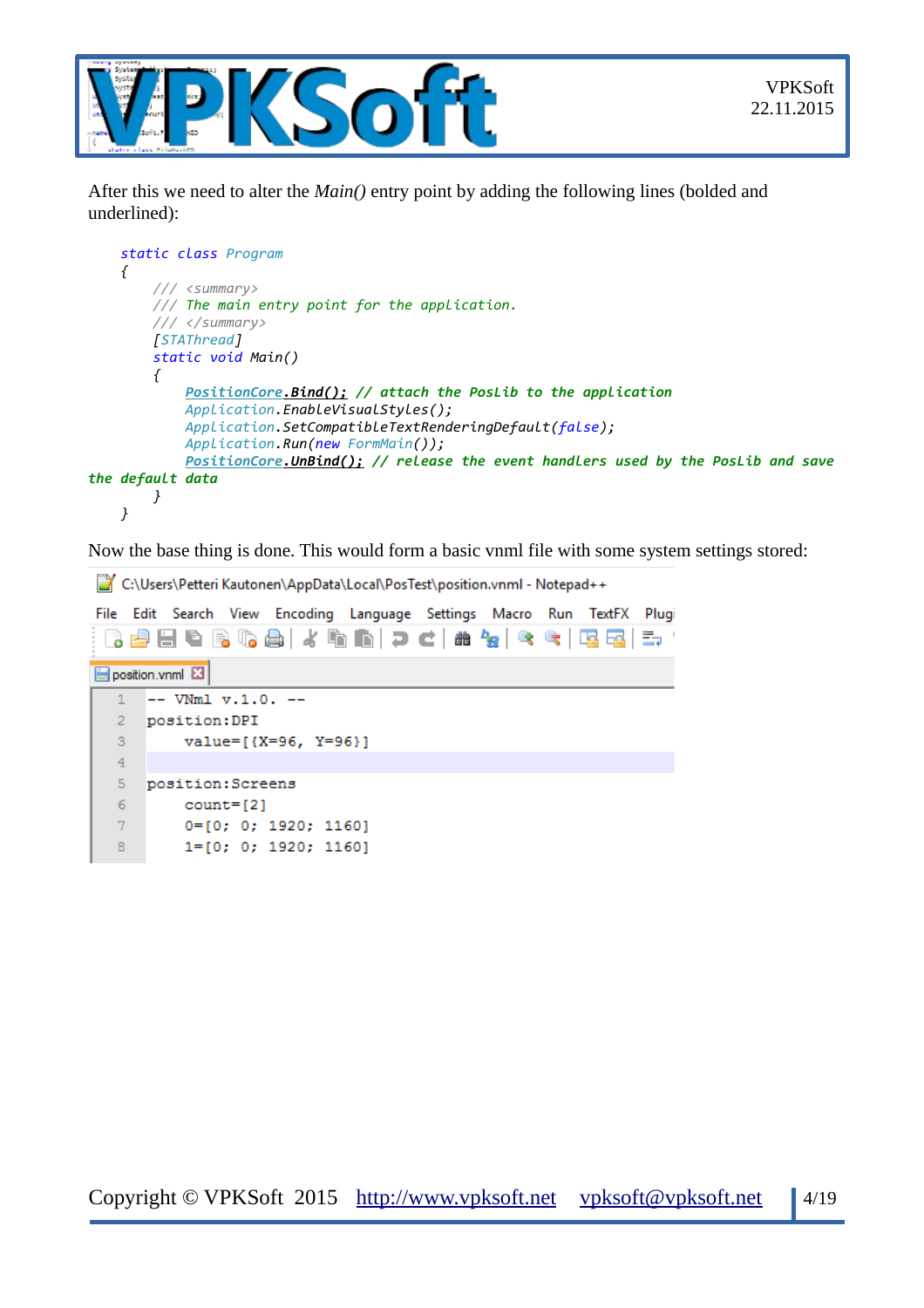After this we need to alter the *Main()* entry point by adding the following lines (bolded and underlined):

```
static class Program
{
    /// <summary>
    /// The main entry point for the application.
    /// </summary>
    [STAThread]
    static void Main()
    {
        PositionCore.Bind(); // attach the PosLib to the application
        Application.EnableVisualStyles();
        Application.SetCompatibleTextRenderingDefault(false);
        Application.Run(new FormMain());
        PositionCore.UnBind(); // release the event handlers used by the PosLib and save
the default data
    }
}
```

Now the base thing is done. This would form a basic vnml file with some system settings stored:

C:\Users\Petteri Kautonen\AppData\Local\PosTest\position.vnml - Notepad++

```
-- VNml v.1.0. --
position:DPI
    value=[{X=96, Y=96}]

position:Screens
    count=[2]
    0=[0; 0; 1920; 1160]
    1=[0; 0; 1920; 1160]
```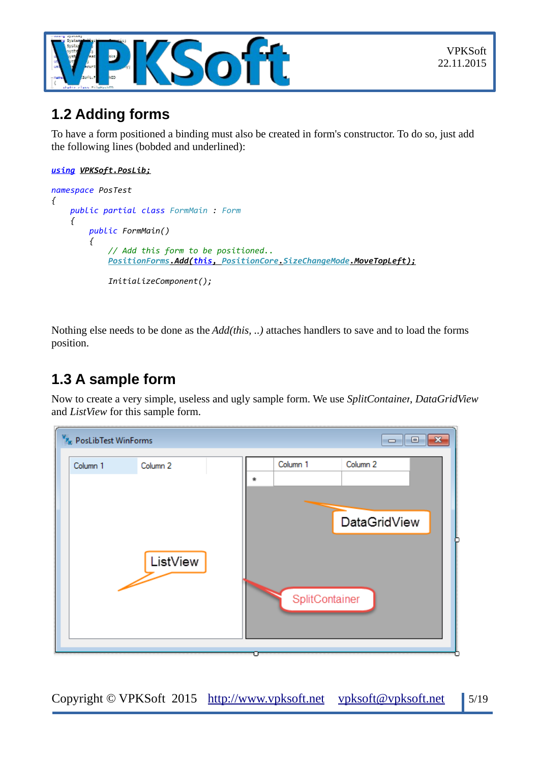## 1.2 Adding forms

To have a form positioned a binding must also be created in form's constructor. To do so, just add the following lines (bobded and underlined):

```
using VPKSoft.PosLib;

namespace PosTest
{
    public partial class FormMain : Form
    {
        public FormMain()
        {
            // Add this form to be positioned..
            PositionForms.Add(this, PositionCore.SizeChangeMode.MoveTopLeft);

            InitializeComponent();
```

Nothing else needs to be done as the *Add(this, ..)* attaches handlers to save and to load the forms position.

## 1.3 A sample form

Now to create a very simple, useless and ugly sample form. We use *SplitContainer*, *DataGridView* and *ListView* for this sample form.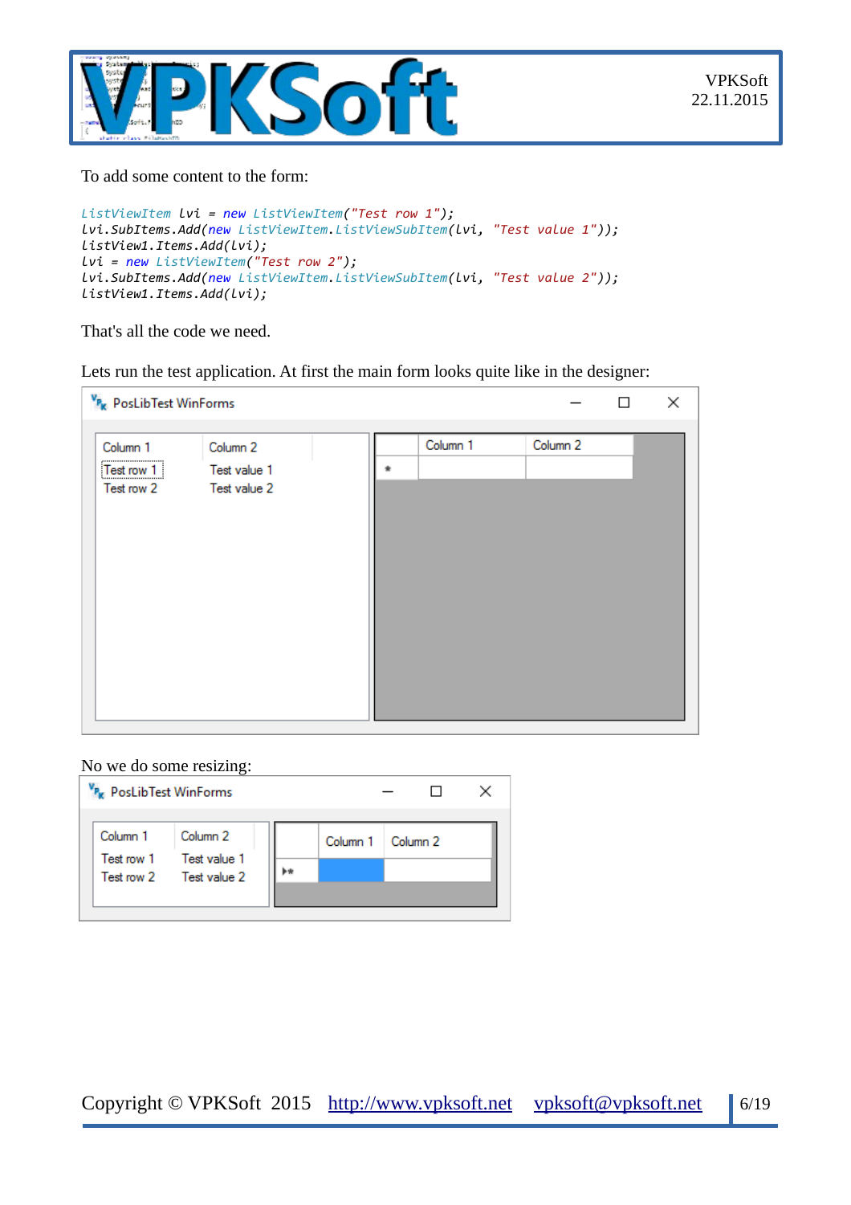To add some content to the form:

```
ListViewItem lvi = new ListViewItem("Test row 1");
lvi.SubItems.Add(new ListViewItem.ListViewSubItem(lvi, "Test value 1"));
listView1.Items.Add(lvi);
lvi = new ListViewItem("Test row 2");
lvi.SubItems.Add(new ListViewItem.ListViewSubItem(lvi, "Test value 2"));
listView1.Items.Add(lvi);
```

That's all the code we need.

Lets run the test application. At first the main form looks quite like in the designer:

No we do some resizing: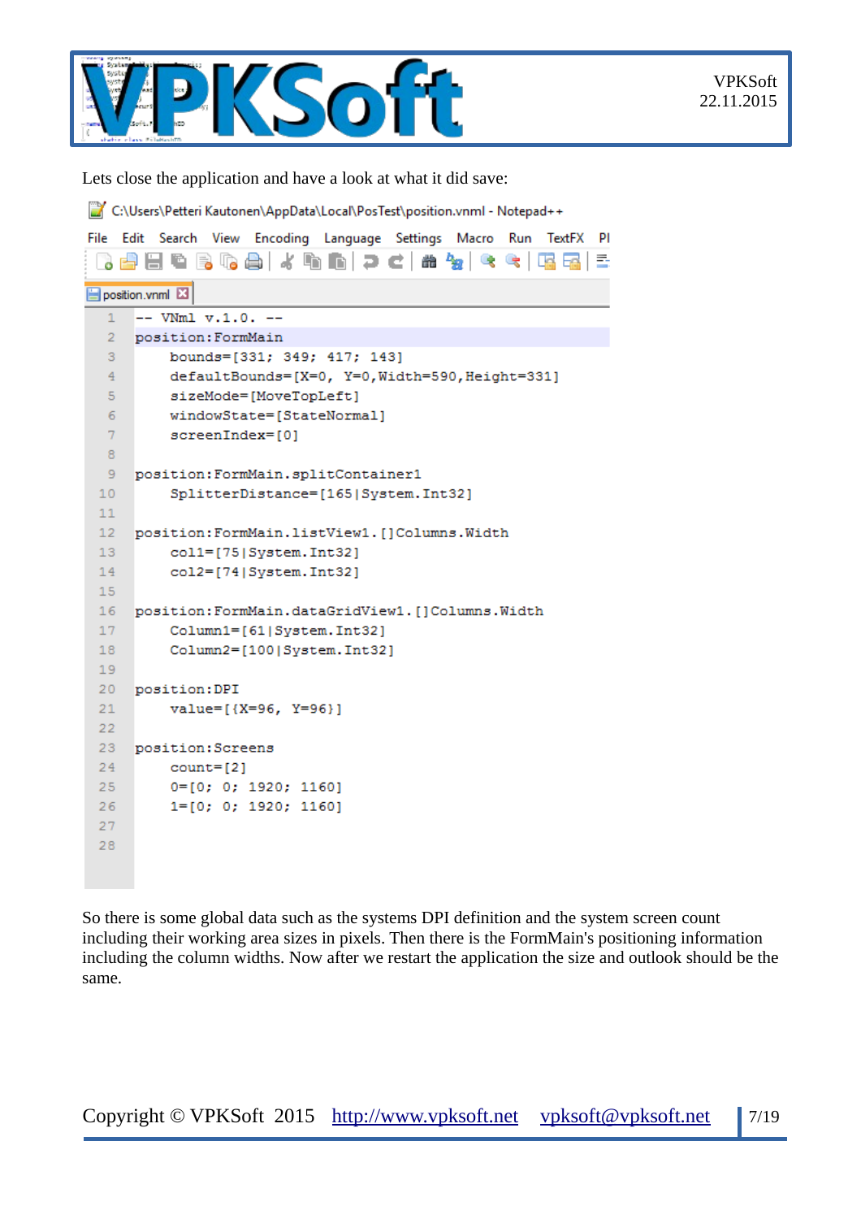Lets close the application and have a look at what it did save:

C:\Users\Petteri Kautonen\AppData\Local\PosTest\position.vnml - Notepad++

```
-- VNml v.1.0. --
position:FormMain
     bounds=[331; 349; 417; 143]
     defaultBounds=[X=0, Y=0,Width=590,Height=331]
     sizeMode=[MoveTopLeft]
     windowState=[StateNormal]
     screenIndex=[0]

position:FormMain.splitContainer1
     SplitterDistance=[165|System.Int32]

position:FormMain.listView1.[]Columns.Width
     col1=[75|System.Int32]
     col2=[74|System.Int32]

position:FormMain.dataGridView1.[]Columns.Width
     Column1=[61|System.Int32]
     Column2=[100|System.Int32]

position:DPI
     value=[{X=96, Y=96}]

position:Screens
     count=[2]
     0=[0; 0; 1920; 1160]
     1=[0; 0; 1920; 1160]
```

So there is some global data such as the systems DPI definition and the system screen count including their working area sizes in pixels. Then there is the FormMain's positioning information including the column widths. Now after we restart the application the size and outlook should be the same.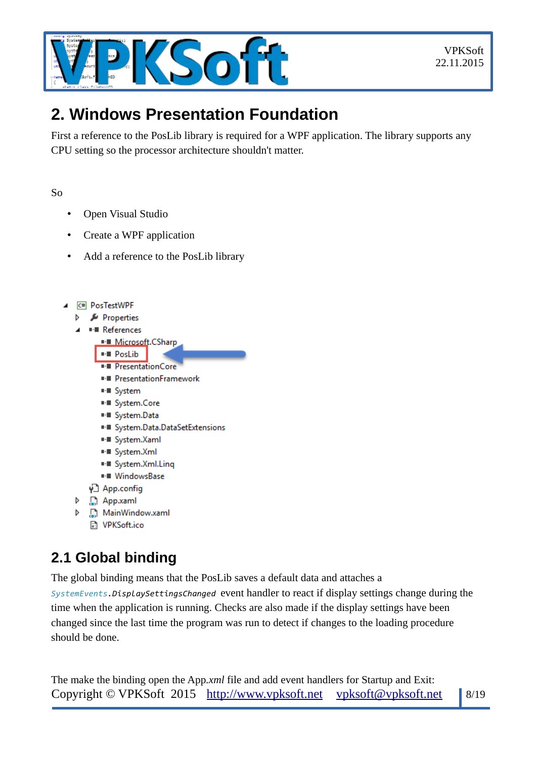## 2. Windows Presentation Foundation

First a reference to the PosLib library is required for a WPF application. The library supports any CPU setting so the processor architecture shouldn't matter.

So

- Open Visual Studio
- Create a WPF application
- Add a reference to the PosLib library

## 2.1 Global binding

The global binding means that the PosLib saves a default data and attaches a `SystemEvents.DisplaySettingsChanged` event handler to react if display settings change during the time when the application is running. Checks are also made if the display settings have been changed since the last time the program was run to detect if changes to the loading procedure should be done.

The make the binding open the App.*xml* file and add event handlers for Startup and Exit: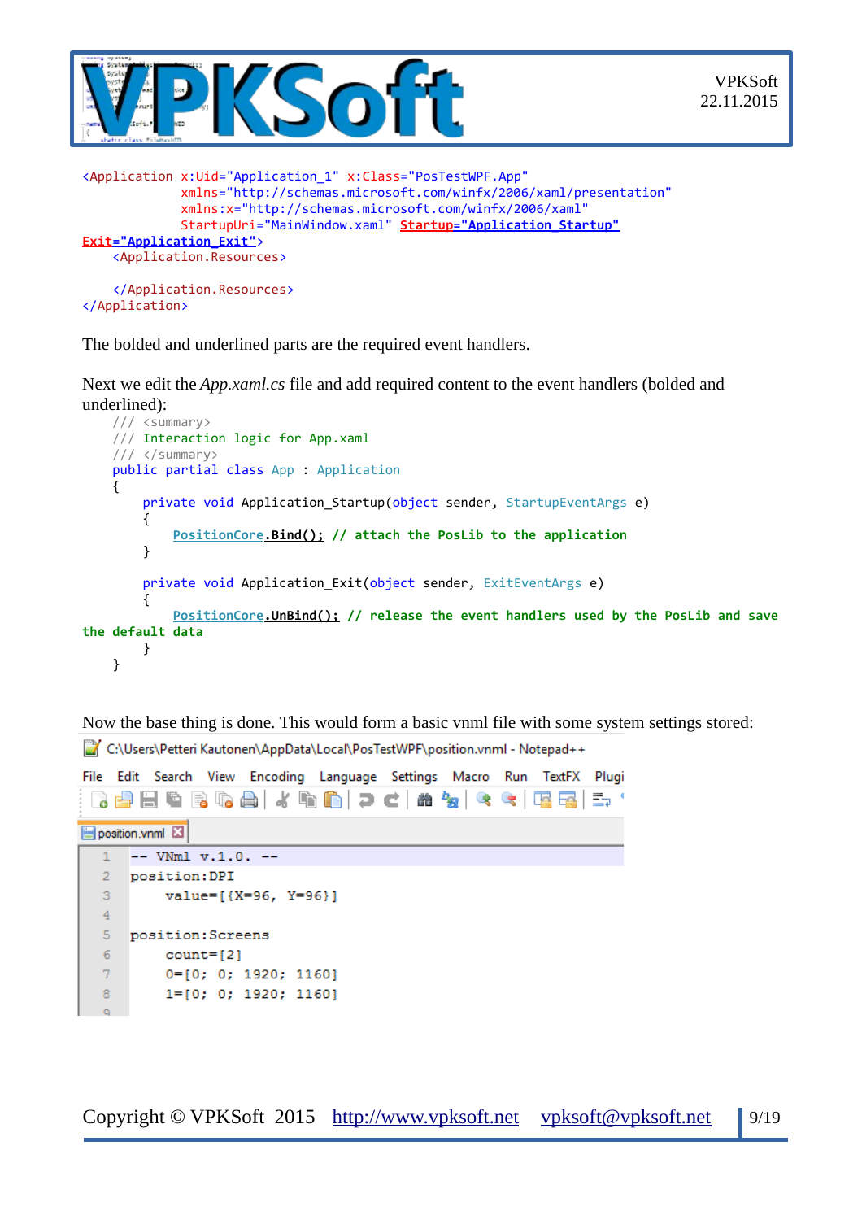```xml
<Application x:Uid="Application_1" x:Class="PosTestWPF.App"
             xmlns="http://schemas.microsoft.com/winfx/2006/xaml/presentation"
             xmlns:x="http://schemas.microsoft.com/winfx/2006/xaml"
             StartupUri="MainWindow.xaml" Startup="Application_Startup"
Exit="Application_Exit">
    <Application.Resources>

    </Application.Resources>
</Application>
```

The bolded and underlined parts are the required event handlers.

Next we edit the *App.xaml.cs* file and add required content to the event handlers (bolded and underlined):

```csharp
    /// <summary>
    /// Interaction logic for App.xaml
    /// </summary>
    public partial class App : Application
    {
        private void Application_Startup(object sender, StartupEventArgs e)
        {
            PositionCore.Bind(); // attach the PosLib to the application
        }

        private void Application_Exit(object sender, ExitEventArgs e)
        {
            PositionCore.UnBind(); // release the event handlers used by the PosLib and save
the default data
        }
    }
```

Now the base thing is done. This would form a basic vnml file with some system settings stored:

C:\Users\Petteri Kautonen\AppData\Local\PosTestWPF\position.vnml - Notepad++

```
-- VNml v.1.0. --
position:DPI
    value=[{X=96, Y=96}]

position:Screens
    count=[2]
    0=[0; 0; 1920; 1160]
    1=[0; 0; 1920; 1160]
```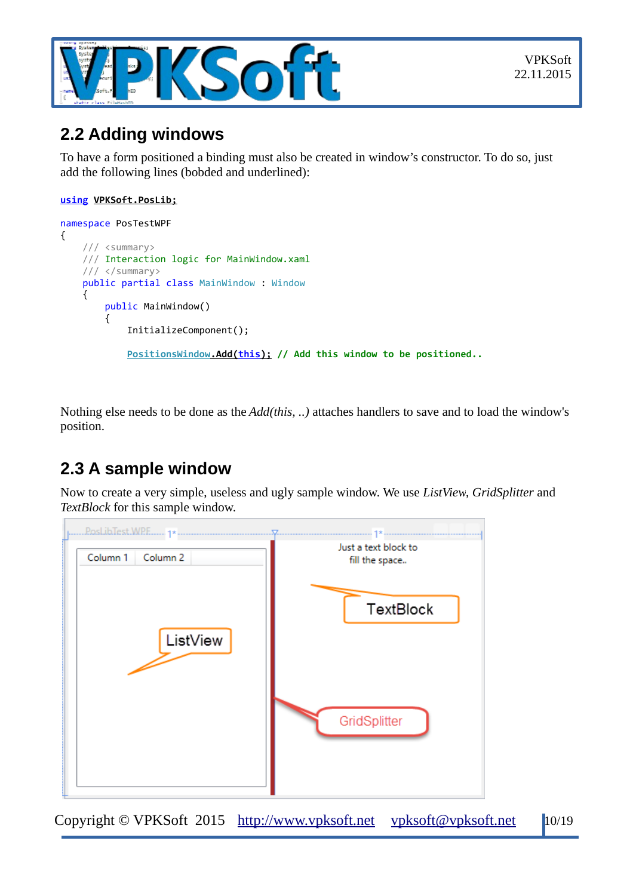## 2.2 Adding windows

To have a form positioned a binding must also be created in window's constructor. To do so, just add the following lines (bobded and underlined):

```
using VPKSoft.PosLib;

namespace PosTestWPF
{
    /// <summary>
    /// Interaction logic for MainWindow.xaml
    /// </summary>
    public partial class MainWindow : Window
    {
        public MainWindow()
        {
            InitializeComponent();

            PositionsWindow.Add(this); // Add this window to be positioned..
```

Nothing else needs to be done as the *Add(this, ..)* attaches handlers to save and to load the window's position.

## 2.3 A sample window

Now to create a very simple, useless and ugly sample window. We use *ListView*, *GridSplitter* and *TextBlock* for this sample window.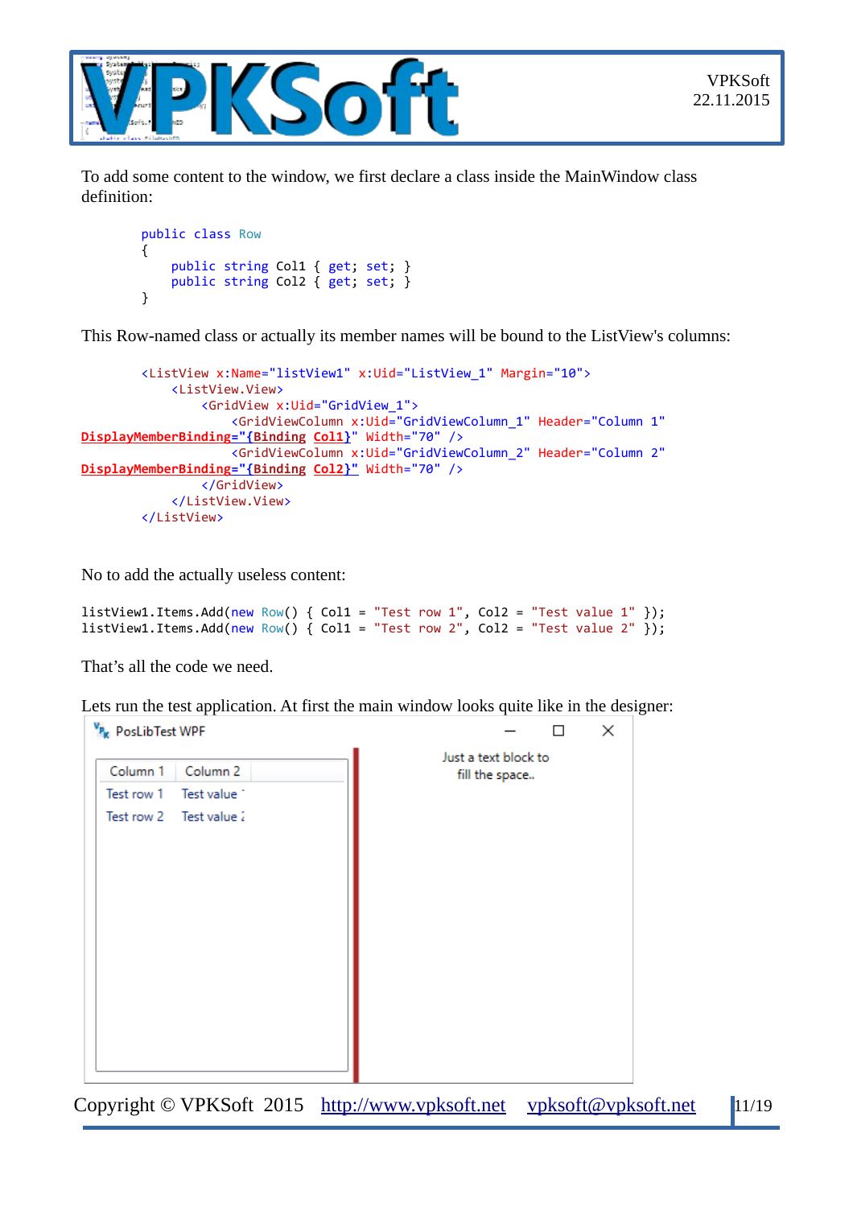To add some content to the window, we first declare a class inside the MainWindow class definition:

```
public class Row
{
    public string Col1 { get; set; }
    public string Col2 { get; set; }
}
```

This Row-named class or actually its member names will be bound to the ListView's columns:

```
<ListView x:Name="listView1" x:Uid="ListView_1" Margin="10">
    <ListView.View>
        <GridView x:Uid="GridView_1">
            <GridViewColumn x:Uid="GridViewColumn_1" Header="Column 1"
DisplayMemberBinding="{Binding Col1}" Width="70" />
            <GridViewColumn x:Uid="GridViewColumn_2" Header="Column 2"
DisplayMemberBinding="{Binding Col2}" Width="70" />
        </GridView>
    </ListView.View>
</ListView>
```

No to add the actually useless content:

```
listView1.Items.Add(new Row() { Col1 = "Test row 1", Col2 = "Test value 1" });
listView1.Items.Add(new Row() { Col1 = "Test row 2", Col2 = "Test value 2" });
```

That's all the code we need.

Lets run the test application. At first the main window looks quite like in the designer: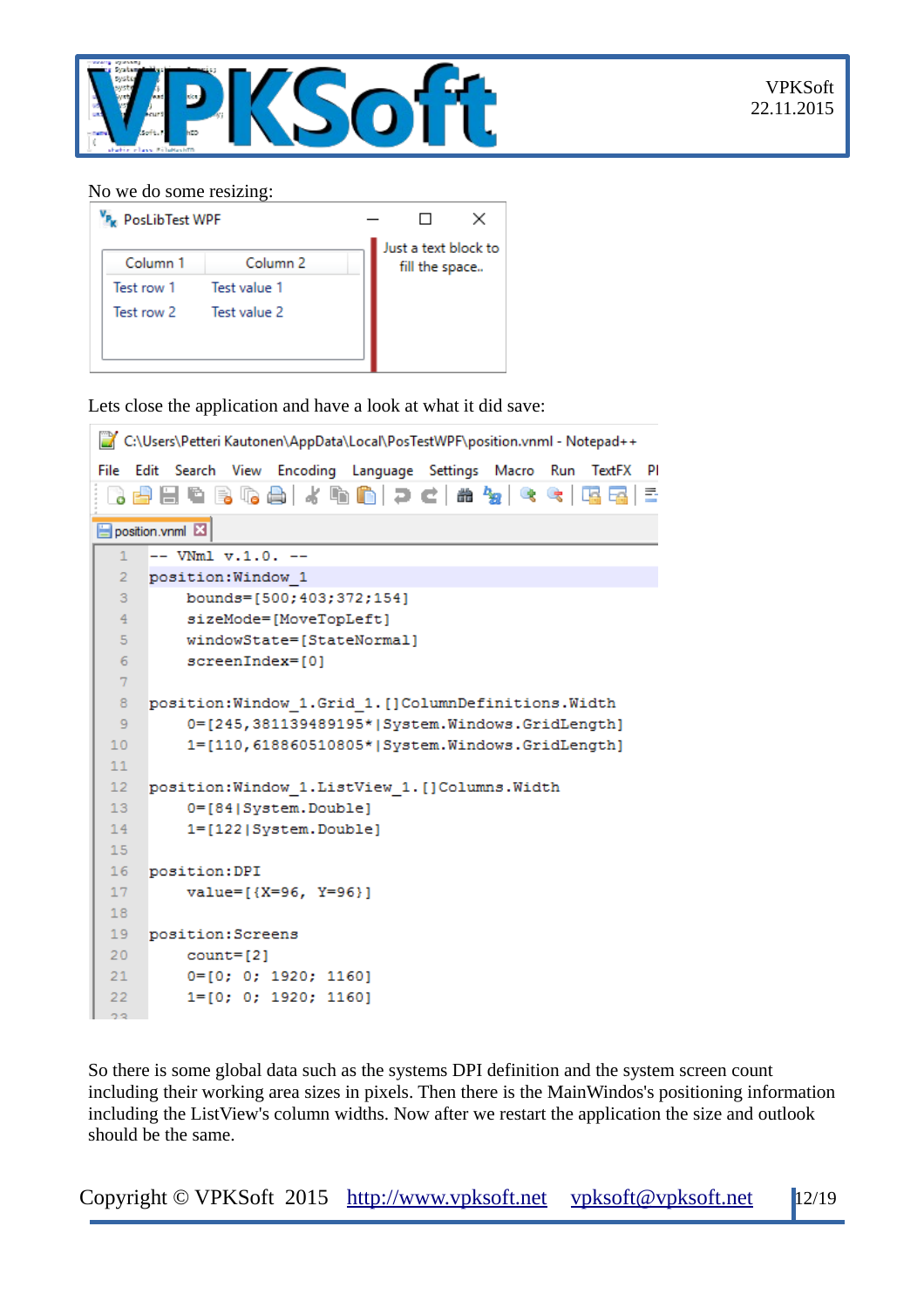No we do some resizing:

Lets close the application and have a look at what it did save:

```
-- VNml v.1.0. --
position:Window_1
    bounds=[500;403;372;154]
    sizeMode=[MoveTopLeft]
    windowState=[StateNormal]
    screenIndex=[0]

position:Window_1.Grid_1.[]ColumnDefinitions.Width
    0=[245,381139489195*|System.Windows.GridLength]
    1=[110,618860510805*|System.Windows.GridLength]

position:Window_1.ListView_1.[]Columns.Width
    0=[84|System.Double]
    1=[122|System.Double]

position:DPI
    value=[{X=96, Y=96}]

position:Screens
    count=[2]
    0=[0; 0; 1920; 1160]
    1=[0; 0; 1920; 1160]
```

So there is some global data such as the systems DPI definition and the system screen count including their working area sizes in pixels. Then there is the MainWindos's positioning information including the ListView's column widths. Now after we restart the application the size and outlook should be the same.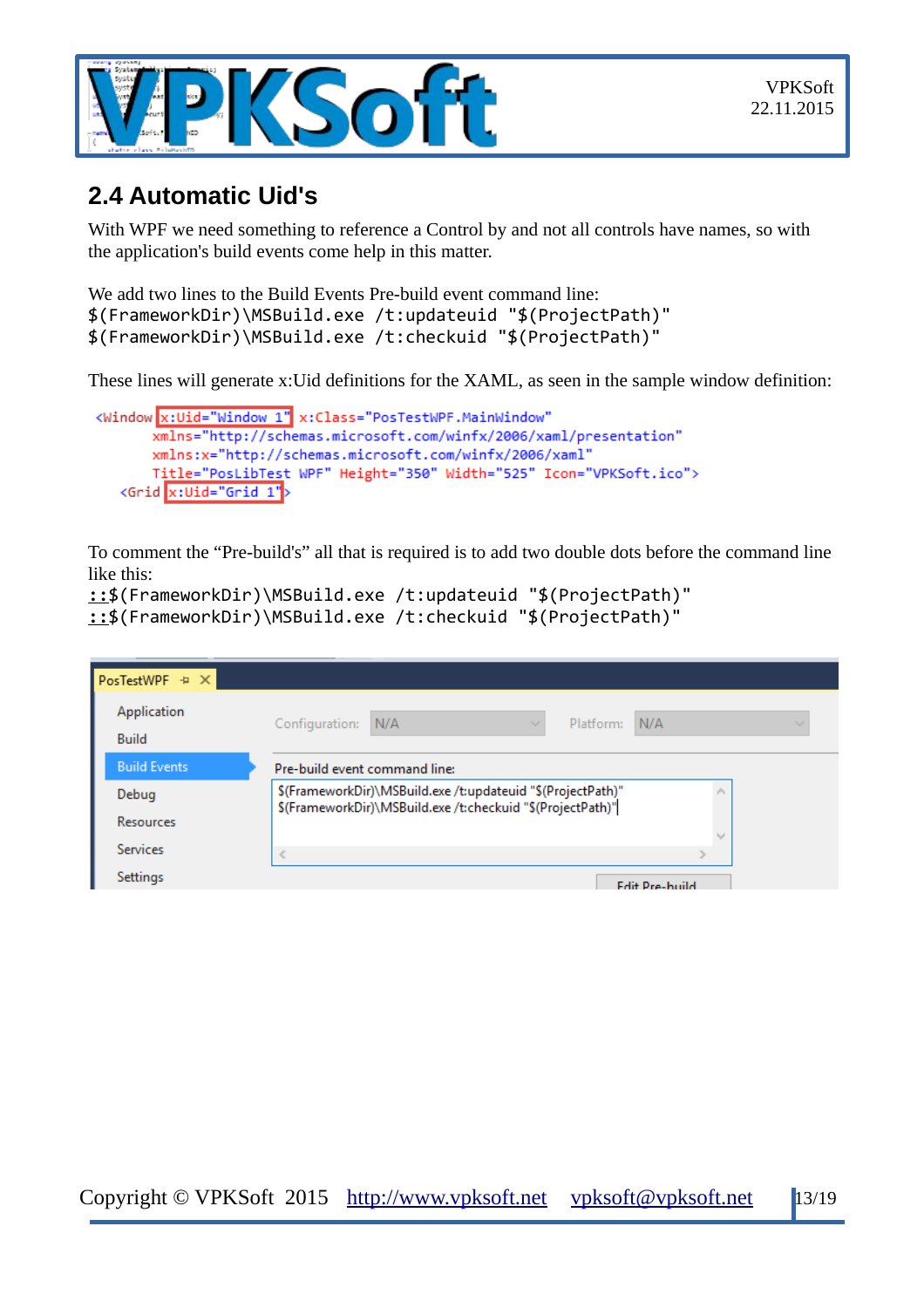## 2.4 Automatic Uid's

With WPF we need something to reference a Control by and not all controls have names, so with the application's build events come help in this matter.

We add two lines to the Build Events Pre-build event command line:

```
$(FrameworkDir)\MSBuild.exe /t:updateuid "$(ProjectPath)"
$(FrameworkDir)\MSBuild.exe /t:checkuid "$(ProjectPath)"
```

These lines will generate x:Uid definitions for the XAML, as seen in the sample window definition:

```
<Window x:Uid="Window_1" x:Class="PosTestWPF.MainWindow"
        xmlns="http://schemas.microsoft.com/winfx/2006/xaml/presentation"
        xmlns:x="http://schemas.microsoft.com/winfx/2006/xaml"
        Title="PosLibTest WPF" Height="350" Width="525" Icon="VPKSoft.ico">
    <Grid x:Uid="Grid_1">
```

To comment the “Pre-build's” all that is required is to add two double dots before the command line like this:

```
::$(FrameworkDir)\MSBuild.exe /t:updateuid "$(ProjectPath)"
::$(FrameworkDir)\MSBuild.exe /t:checkuid "$(ProjectPath)"
```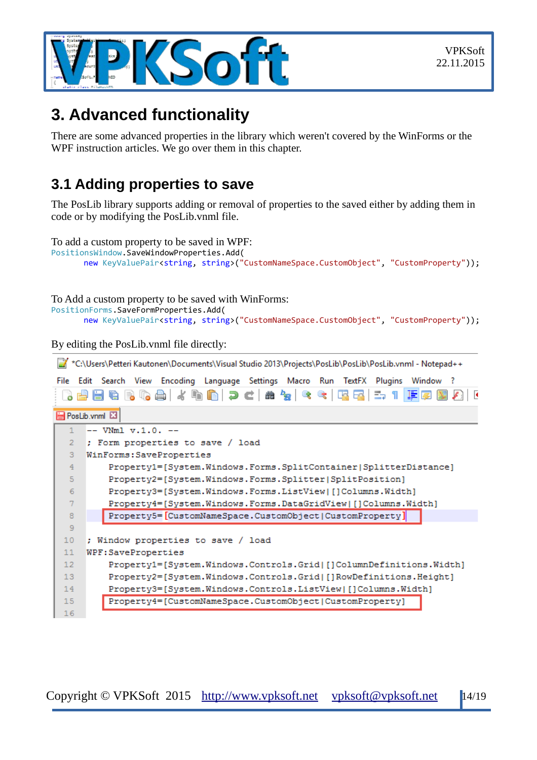# 3. Advanced functionality

There are some advanced properties in the library which weren't covered by the WinForms or the WPF instruction articles. We go over them in this chapter.

## 3.1 Adding properties to save

The PosLib library supports adding or removal of properties to the saved either by adding them in code or by modifying the PosLib.vnml file.

To add a custom property to be saved in WPF:

```
PositionsWindow.SaveWindowProperties.Add(
        new KeyValuePair<string, string>("CustomNameSpace.CustomObject", "CustomProperty"));
```

To Add a custom property to be saved with WinForms:

```
PositionForms.SaveFormProperties.Add(
        new KeyValuePair<string, string>("CustomNameSpace.CustomObject", "CustomProperty"));
```

By editing the PosLib.vnml file directly:

```
-- VNml v.1.0. --
; Form properties to save / load
WinForms:SaveProperties
     Property1=[System.Windows.Forms.SplitContainer|SplitterDistance]
     Property2=[System.Windows.Forms.Splitter|SplitPosition]
     Property3=[System.Windows.Forms.ListView|[]Columns.Width]
     Property4=[System.Windows.Forms.DataGridView|[]Columns.Width]
     Property5=[CustomNameSpace.CustomObject|CustomProperty]

; Window properties to save / load
WPF:SaveProperties
     Property1=[System.Windows.Controls.Grid|[]ColumnDefinitions.Width]
     Property2=[System.Windows.Controls.Grid|[]RowDefinitions.Height]
     Property3=[System.Windows.Controls.ListView|[]Columns.Width]
     Property4=[CustomNameSpace.CustomObject|CustomProperty]
```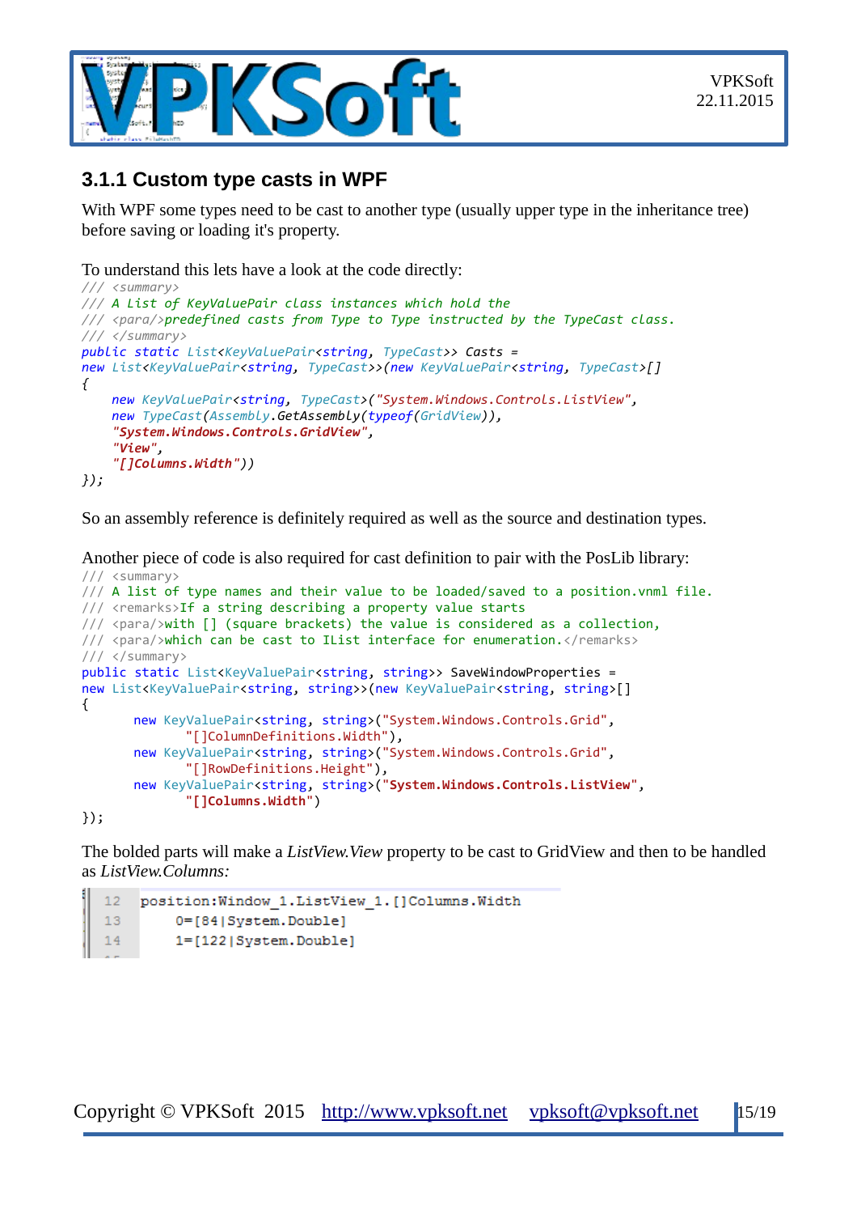### 3.1.1 Custom type casts in WPF

With WPF some types need to be cast to another type (usually upper type in the inheritance tree) before saving or loading it's property.

To understand this lets have a look at the code directly:

```
/// <summary>
/// A List of KeyValuePair class instances which hold the
/// <para/>predefined casts from Type to Type instructed by the TypeCast class.
/// </summary>
public static List<KeyValuePair<string, TypeCast>> Casts =
new List<KeyValuePair<string, TypeCast>>(new KeyValuePair<string, TypeCast>[]
{
    new KeyValuePair<string, TypeCast>("System.Windows.Controls.ListView",
    new TypeCast(Assembly.GetAssembly(typeof(GridView)),
    "System.Windows.Controls.GridView",
    "View",
    "[]Columns.Width"))
});
```

So an assembly reference is definitely required as well as the source and destination types.

Another piece of code is also required for cast definition to pair with the PosLib library:

```
/// <summary>
/// A list of type names and their value to be loaded/saved to a position.vnml file.
/// <remarks>If a string describing a property value starts
/// <para/>with [] (square brackets) the value is considered as a collection,
/// <para/>which can be cast to IList interface for enumeration.</remarks>
/// </summary>
public static List<KeyValuePair<string, string>> SaveWindowProperties =
new List<KeyValuePair<string, string>>(new KeyValuePair<string, string>[]
{
       new KeyValuePair<string, string>("System.Windows.Controls.Grid",
            "[]ColumnDefinitions.Width"),
       new KeyValuePair<string, string>("System.Windows.Controls.Grid",
            "[]RowDefinitions.Height"),
       new KeyValuePair<string, string>("System.Windows.Controls.ListView",
            "[]Columns.Width")
});
```

The bolded parts will make a *ListView.View* property to be cast to GridView and then to be handled as *ListView.Columns:*

```
12  position:Window_1.ListView_1.[]Columns.Width
13      0=[84|System.Double]
14      1=[122|System.Double]
```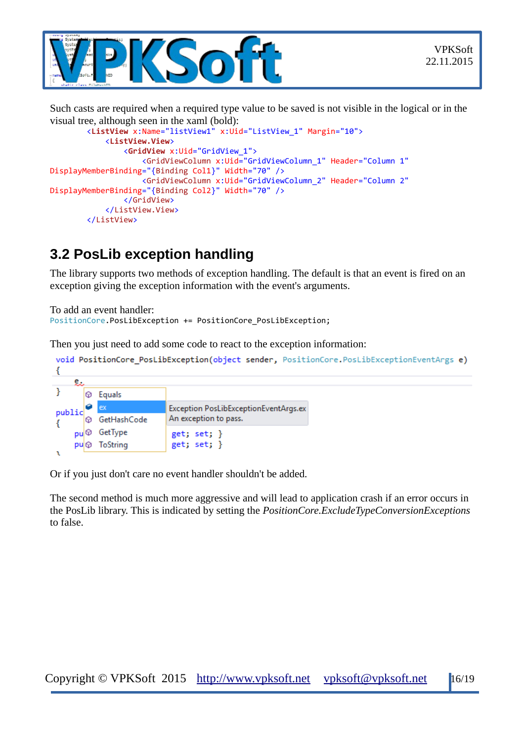Such casts are required when a required type value to be saved is not visible in the logical or in the visual tree, although seen in the xaml (bold):

```
        <ListView x:Name="listView1" x:Uid="ListView_1" Margin="10">
            <ListView.View>
                <GridView x:Uid="GridView_1">
                    <GridViewColumn x:Uid="GridViewColumn_1" Header="Column 1" DisplayMemberBinding="{Binding Col1}" Width="70" />
                    <GridViewColumn x:Uid="GridViewColumn_2" Header="Column 2" DisplayMemberBinding="{Binding Col2}" Width="70" />
                </GridView>
            </ListView.View>
        </ListView>
```

## 3.2 PosLib exception handling

The library supports two methods of exception handling. The default is that an event is fired on an exception giving the exception information with the event's arguments.

To add an event handler:

```
PositionCore.PosLibException += PositionCore_PosLibException;
```

Then you just need to add some code to react to the exception information:

```
void PositionCore_PosLibException(object sender, PositionCore.PosLibExceptionEventArgs e)
{
    e.
}
```

Or if you just don't care no event handler shouldn't be added.

The second method is much more aggressive and will lead to application crash if an error occurs in the PosLib library. This is indicated by setting the *PositionCore.ExcludeTypeConversionExceptions* to false.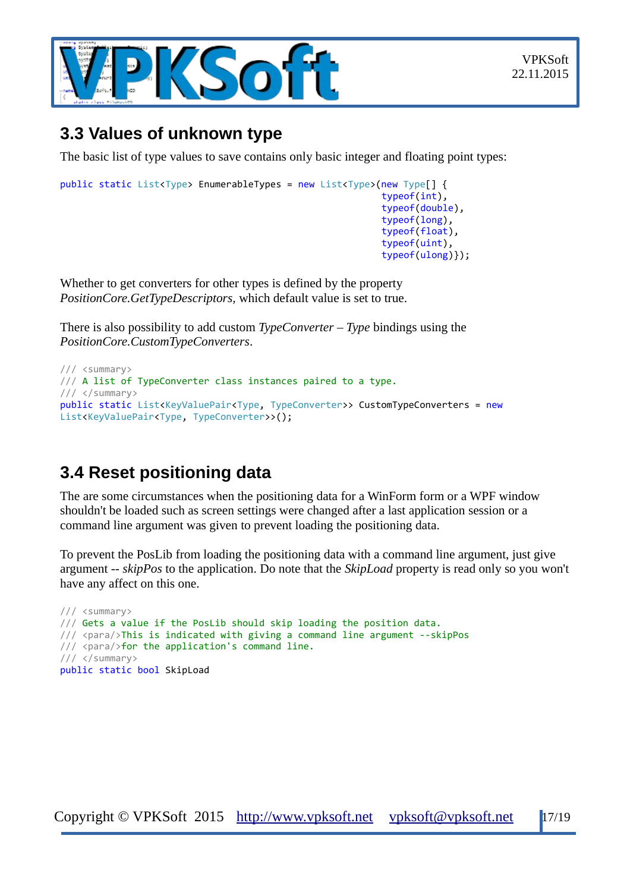## 3.3 Values of unknown type

The basic list of type values to save contains only basic integer and floating point types:

```
public static List<Type> EnumerableTypes = new List<Type>(new Type[] {
                                                          typeof(int),
                                                          typeof(double),
                                                          typeof(long),
                                                          typeof(float),
                                                          typeof(uint),
                                                          typeof(ulong)});
```

Whether to get converters for other types is defined by the property *PositionCore.GetTypeDescriptors,* which default value is set to true.

There is also possibility to add custom *TypeConverter – Type* bindings using the *PositionCore.CustomTypeConverters*.

```
/// <summary>
/// A list of TypeConverter class instances paired to a type.
/// </summary>
public static List<KeyValuePair<Type, TypeConverter>> CustomTypeConverters = new
List<KeyValuePair<Type, TypeConverter>>();
```

## 3.4 Reset positioning data

The are some circumstances when the positioning data for a WinForm form or a WPF window shouldn't be loaded such as screen settings were changed after a last application session or a command line argument was given to prevent loading the positioning data.

To prevent the PosLib from loading the positioning data with a command line argument, just give argument -- *skipPos* to the application. Do note that the *SkipLoad* property is read only so you won't have any affect on this one.

```
/// <summary>
/// Gets a value if the PosLib should skip loading the position data.
/// <para/>This is indicated with giving a command line argument --skipPos
/// <para/>for the application's command line.
/// </summary>
public static bool SkipLoad
```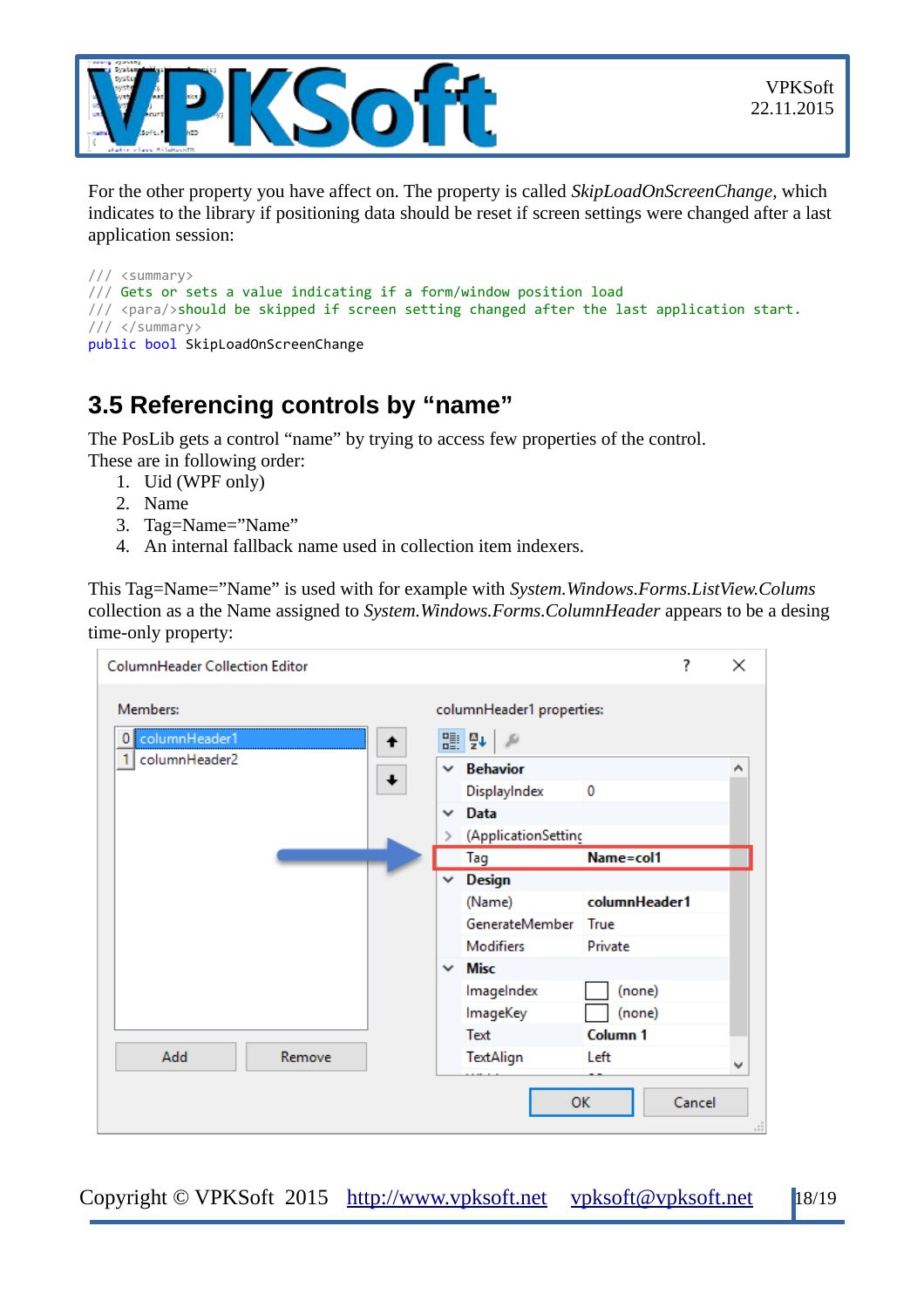For the other property you have affect on. The property is called *SkipLoadOnScreenChange*, which indicates to the library if positioning data should be reset if screen settings were changed after a last application session:

```
/// <summary>
/// Gets or sets a value indicating if a form/window position load
/// <para/>should be skipped if screen setting changed after the last application start.
/// </summary>
public bool SkipLoadOnScreenChange
```

## 3.5 Referencing controls by “name”

The PosLib gets a control “name” by trying to access few properties of the control. These are in following order:

1. Uid (WPF only)
2. Name
3. Tag=Name=”Name”
4. An internal fallback name used in collection item indexers.

This Tag=Name=”Name” is used with for example with *System.Windows.Forms.ListView.Colums* collection as a the Name assigned to *System.Windows.Forms.ColumnHeader* appears to be a desing time-only property: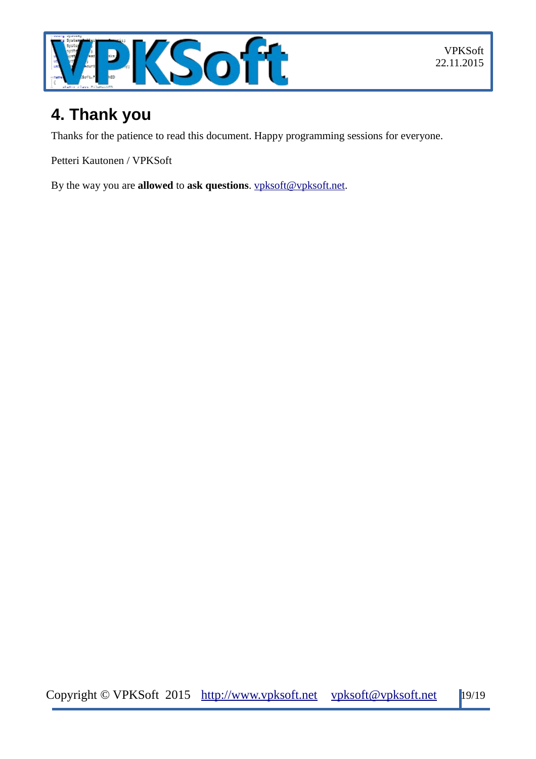# 4. Thank you

Thanks for the patience to read this document. Happy programming sessions for everyone.

Petteri Kautonen / VPKSoft

By the way you are **allowed** to **ask questions**. vpksoft@vpksoft.net.